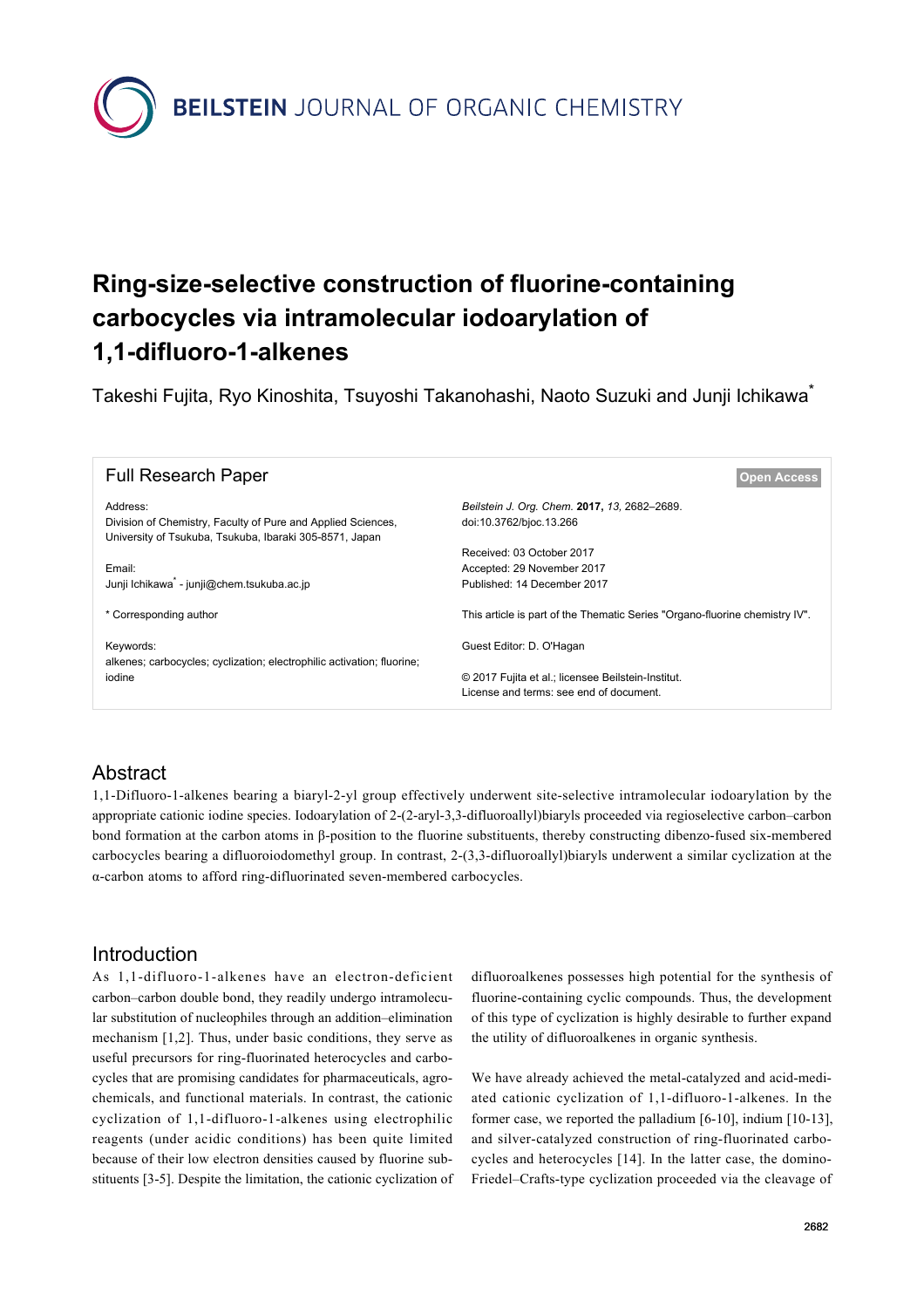# Ring-size-selective construction of fluorine-containing carbocycles via intramolecular iodoarylation of 1,1-difluoro-1-alkenes

Takeshi Fujita, Ryo Kinoshita, Tsuyoshi Takanohashi, Naoto Suzuki and Junji Ichikawa*

Full Research Paper

Open Access

Address:
Division of Chemistry, Faculty of Pure and Applied Sciences, University of Tsukuba, Tsukuba, Ibaraki 305-8571, Japan

Email:
Junji Ichikawa* - junji@chem.tsukuba.ac.jp

* Corresponding author

Keywords:
alkenes; carbocycles; cyclization; electrophilic activation; fluorine; iodine

*Beilstein J. Org. Chem.* **2017,** *13,* 2682–2689.
doi:10.3762/bjoc.13.266

Received: 03 October 2017
Accepted: 29 November 2017
Published: 14 December 2017

This article is part of the Thematic Series "Organo-fluorine chemistry IV".

Guest Editor: D. O'Hagan

© 2017 Fujita et al.; licensee Beilstein-Institut.
License and terms: see end of document.

## Abstract

1,1-Difluoro-1-alkenes bearing a biaryl-2-yl group effectively underwent site-selective intramolecular iodoarylation by the appropriate cationic iodine species. Iodoarylation of 2-(2-aryl-3,3-difluoroallyl)biaryls proceeded via regioselective carbon–carbon bond formation at the carbon atoms in β-position to the fluorine substituents, thereby constructing dibenzo-fused six-membered carbocycles bearing a difluoroiodomethyl group. In contrast, 2-(3,3-difluoroallyl)biaryls underwent a similar cyclization at the α-carbon atoms to afford ring-difluorinated seven-membered carbocycles.

## Introduction

As 1,1-difluoro-1-alkenes have an electron-deficient carbon–carbon double bond, they readily undergo intramolecular substitution of nucleophiles through an addition–elimination mechanism [1,2]. Thus, under basic conditions, they serve as useful precursors for ring-fluorinated heterocycles and carbocycles that are promising candidates for pharmaceuticals, agrochemicals, and functional materials. In contrast, the cationic cyclization of 1,1-difluoro-1-alkenes using electrophilic reagents (under acidic conditions) has been quite limited because of their low electron densities caused by fluorine substituents [3-5]. Despite the limitation, the cationic cyclization of difluoroalkenes possesses high potential for the synthesis of fluorine-containing cyclic compounds. Thus, the development of this type of cyclization is highly desirable to further expand the utility of difluoroalkenes in organic synthesis.

We have already achieved the metal-catalyzed and acid-mediated cationic cyclization of 1,1-difluoro-1-alkenes. In the former case, we reported the palladium [6-10], indium [10-13], and silver-catalyzed construction of ring-fluorinated carbocycles and heterocycles [14]. In the latter case, the domino-Friedel–Crafts-type cyclization proceeded via the cleavage of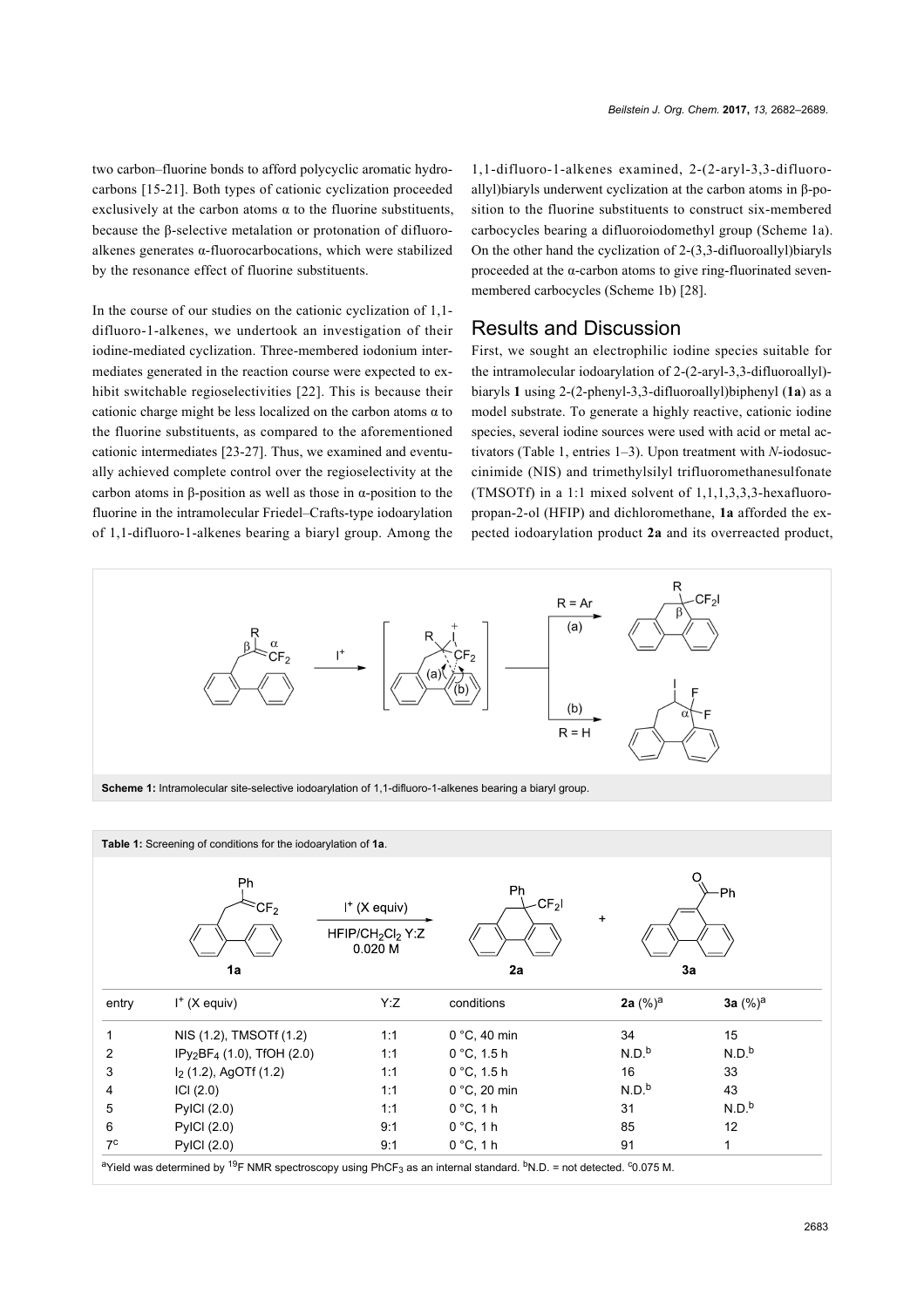two carbon–fluorine bonds to afford polycyclic aromatic hydrocarbons [15-21]. Both types of cationic cyclization proceeded exclusively at the carbon atoms α to the fluorine substituents, because the β-selective metalation or protonation of difluoroalkenes generates α-fluorocarbocations, which were stabilized by the resonance effect of fluorine substituents.

In the course of our studies on the cationic cyclization of 1,1-difluoro-1-alkenes, we undertook an investigation of their iodine-mediated cyclization. Three-membered iodonium intermediates generated in the reaction course were expected to exhibit switchable regioselectivities [22]. This is because their cationic charge might be less localized on the carbon atoms α to the fluorine substituents, as compared to the aforementioned cationic intermediates [23-27]. Thus, we examined and eventually achieved complete control over the regioselectivity at the carbon atoms in β-position as well as those in α-position to the fluorine in the intramolecular Friedel–Crafts-type iodoarylation of 1,1-difluoro-1-alkenes bearing a biaryl group. Among the 1,1-difluoro-1-alkenes examined, 2-(2-aryl-3,3-difluoroallyl)biaryls underwent cyclization at the carbon atoms in β-position to the fluorine substituents to construct six-membered carbocycles bearing a difluoroiodomethyl group (Scheme 1a). On the other hand the cyclization of 2-(3,3-difluoroallyl)biaryls proceeded at the α-carbon atoms to give ring-fluorinated seven-membered carbocycles (Scheme 1b) [28].

## Results and Discussion

First, we sought an electrophilic iodine species suitable for the intramolecular iodoarylation of 2-(2-aryl-3,3-difluoroallyl)biaryls **1** using 2-(2-phenyl-3,3-difluoroallyl)biphenyl (**1a**) as a model substrate. To generate a highly reactive, cationic iodine species, several iodine sources were used with acid or metal activators (Table 1, entries 1–3). Upon treatment with *N*-iodosuccinimide (NIS) and trimethylsilyl trifluoromethanesulfonate (TMSOTf) in a 1:1 mixed solvent of 1,1,1,3,3,3-hexafluoropropan-2-ol (HFIP) and dichloromethane, **1a** afforded the expected iodoarylation product **2a** and its overreacted product,

**Scheme 1:** Intramolecular site-selective iodoarylation of 1,1-difluoro-1-alkenes bearing a biaryl group.

**Table 1:** Screening of conditions for the iodoarylation of **1a**.

Reaction: **1a** → **2a** + **3a**; $I^+$ (X equiv), HFIP/$CH_2Cl_2$ Y:Z, 0.020 M

| entry | $I^+$ (X equiv) | Y:Z | conditions | **2a** (%)[a] | **3a** (%)[a] |
|---|---|---|---|---|---|
| 1 | NIS (1.2), TMSOTf (1.2) | 1:1 | 0 °C, 40 min | 34 | 15 |
| 2 | $IPy_2BF_4$ (1.0), TfOH (2.0) | 1:1 | 0 °C, 1.5 h | N.D.[b] | N.D.[b] |
| 3 | $I_2$ (1.2), AgOTf (1.2) | 1:1 | 0 °C, 1.5 h | 16 | 33 |
| 4 | ICl (2.0) | 1:1 | 0 °C, 20 min | N.D.[b] | 43 |
| 5 | PyICl (2.0) | 1:1 | 0 °C, 1 h | 31 | N.D.[b] |
| 6 | PyICl (2.0) | 9:1 | 0 °C, 1 h | 85 | 12 |
| 7[c] | PyICl (2.0) | 9:1 | 0 °C, 1 h | 91 | 1 |

[a]Yield was determined by $^{19}F$ NMR spectroscopy using $PhCF_3$ as an internal standard. [b]N.D. = not detected. [c]0.075 M.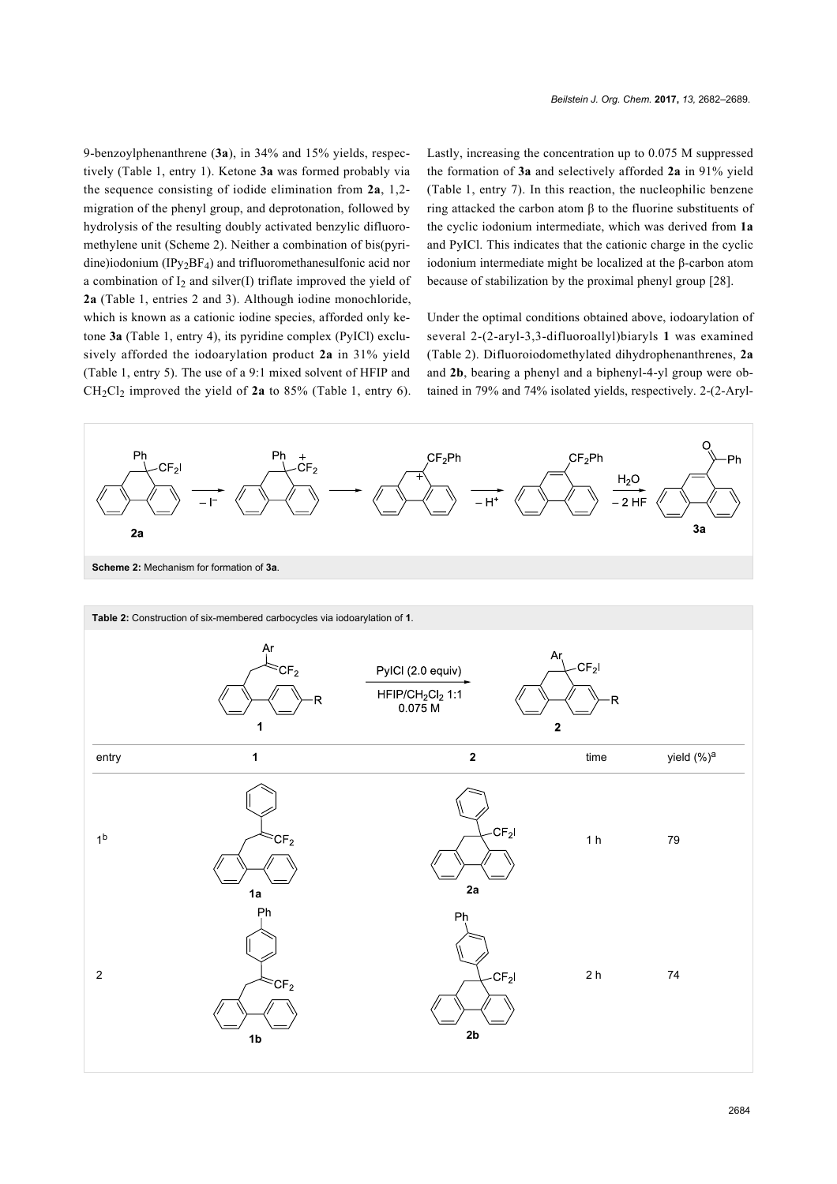9-benzoylphenanthrene (**3a**), in 34% and 15% yields, respectively (Table 1, entry 1). Ketone **3a** was formed probably via the sequence consisting of iodide elimination from **2a**, 1,2-migration of the phenyl group, and deprotonation, followed by hydrolysis of the resulting doubly activated benzylic difluoromethylene unit (Scheme 2). Neither a combination of bis(pyridine)iodonium ($IPy_2BF_4$) and trifluoromethanesulfonic acid nor a combination of $I_2$ and silver(I) triflate improved the yield of **2a** (Table 1, entries 2 and 3). Although iodine monochloride, which is known as a cationic iodine species, afforded only ketone **3a** (Table 1, entry 4), its pyridine complex (PyICl) exclusively afforded the iodoarylation product **2a** in 31% yield (Table 1, entry 5). The use of a 9:1 mixed solvent of HFIP and $CH_2Cl_2$ improved the yield of **2a** to 85% (Table 1, entry 6). Lastly, increasing the concentration up to 0.075 M suppressed the formation of **3a** and selectively afforded **2a** in 91% yield (Table 1, entry 7). In this reaction, the nucleophilic benzene ring attacked the carbon atom β to the fluorine substituents of the cyclic iodonium intermediate, which was derived from **1a** and PyICl. This indicates that the cationic charge in the cyclic iodonium intermediate might be localized at the β-carbon atom because of stabilization by the proximal phenyl group [28].

Under the optimal conditions obtained above, iodoarylation of several 2-(2-aryl-3,3-difluoroallyl)biaryls **1** was examined (Table 2). Difluoroiodomethylated dihydrophenanthrenes, **2a** and **2b**, bearing a phenyl and a biphenyl-4-yl group were obtained in 79% and 74% isolated yields, respectively. 2-(2-Aryl-

**Scheme 2:** Mechanism for formation of **3a**.

**Table 2:** Construction of six-membered carbocycles via iodoarylation of **1**.

Reaction conditions: **1** → **2**, PyICl (2.0 equiv), HFIP/$CH_2Cl_2$ 1:1, 0.075 M

| entry | 1 | 2 | time | yield (%)[a] |
|---|---|---|---|---|
| 1[b] | **1a** | **2a** | 1 h | 79 |
| 2 | **1b** | **2b** | 2 h | 74 |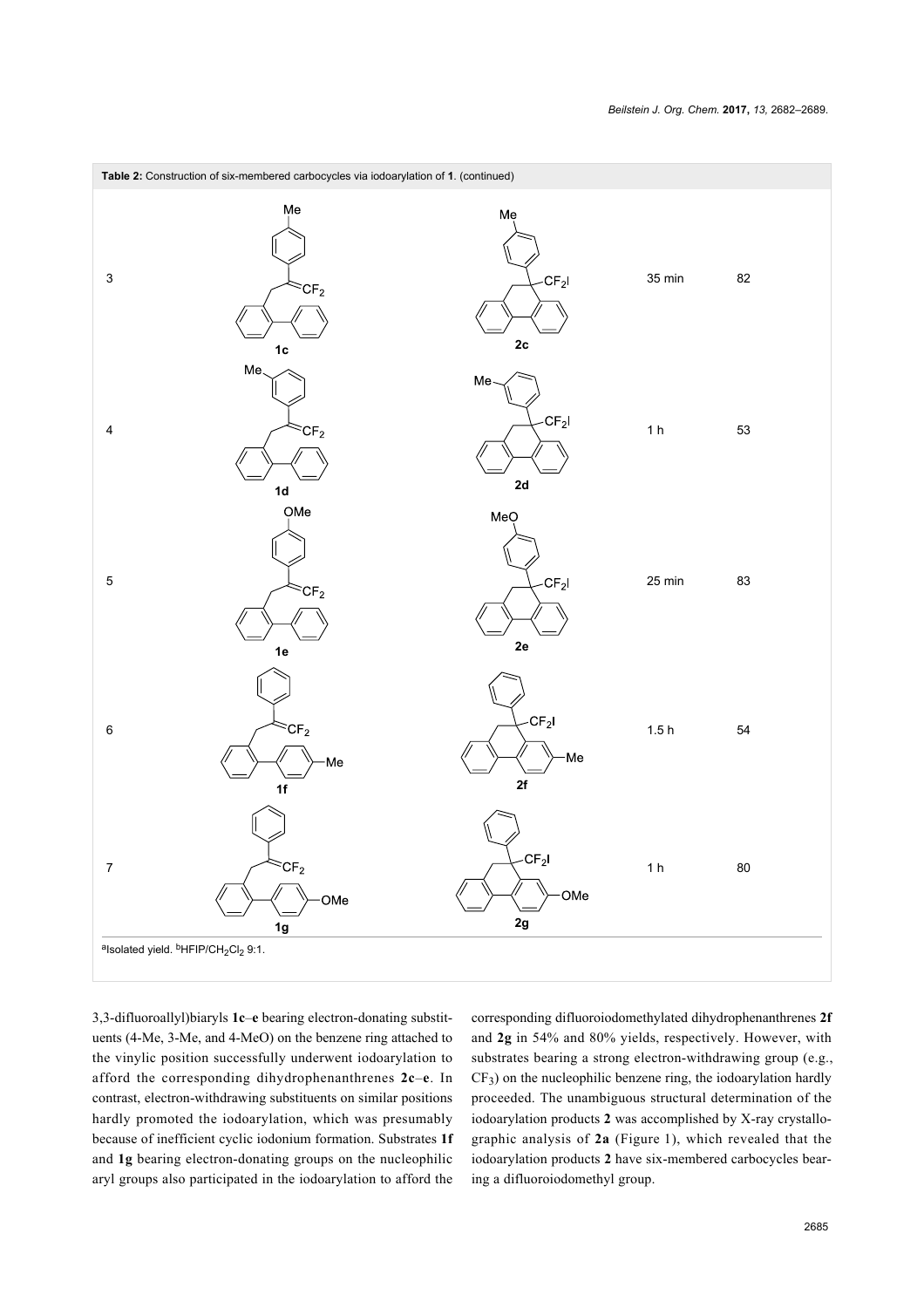**Table 2:** Construction of six-membered carbocycles via iodoarylation of **1**. (continued)

| Entry | Substrate | Product | Time | Yield (%)[a] |
|---|---|---|---|---|
| 3 | **1c** | **2c** | 35 min | 82 |
| 4 | **1d** | **2d** | 1 h | 53 |
| 5 | **1e** | **2e** | 25 min | 83 |
| 6 | **1f** | **2f** | 1.5 h | 54 |
| 7 | **1g** | **2g** | 1 h | 80 |

[a]Isolated yield. [b]HFIP/$CH_2Cl_2$ 9:1.

3,3-difluoroallyl)biaryls **1c**–**e** bearing electron-donating substituents (4-Me, 3-Me, and 4-MeO) on the benzene ring attached to the vinylic position successfully underwent iodoarylation to afford the corresponding dihydrophenanthrenes **2c**–**e**. In contrast, electron-withdrawing substituents on similar positions hardly promoted the iodoarylation, which was presumably because of inefficient cyclic iodonium formation. Substrates **1f** and **1g** bearing electron-donating groups on the nucleophilic aryl groups also participated in the iodoarylation to afford the corresponding difluoroiodomethylated dihydrophenanthrenes **2f** and **2g** in 54% and 80% yields, respectively. However, with substrates bearing a strong electron-withdrawing group (e.g., $CF_3$) on the nucleophilic benzene ring, the iodoarylation hardly proceeded. The unambiguous structural determination of the iodoarylation products **2** was accomplished by X-ray crystallographic analysis of **2a** (Figure 1), which revealed that the iodoarylation products **2** have six-membered carbocycles bearing a difluoroiodomethyl group.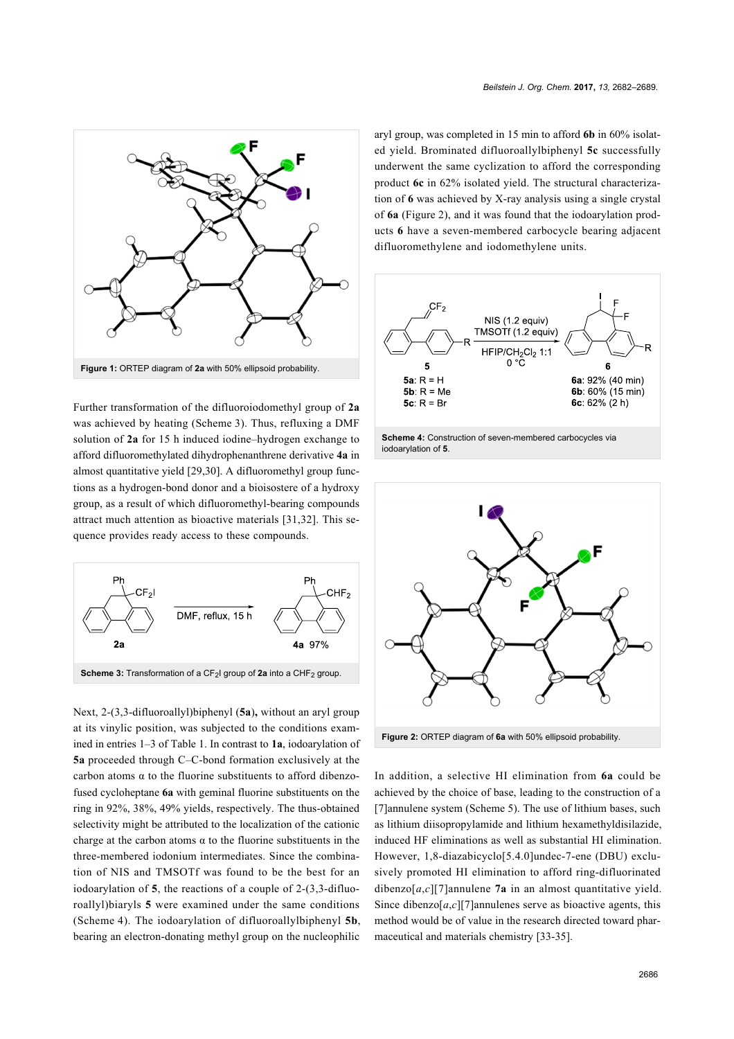Figure 1: ORTEP diagram of **2a** with 50% ellipsoid probability.

Further transformation of the difluoroiodomethyl group of **2a** was achieved by heating (Scheme 3). Thus, refluxing a DMF solution of **2a** for 15 h induced iodine–hydrogen exchange to afford difluoromethylated dihydrophenanthrene derivative **4a** in almost quantitative yield [29,30]. A difluoromethyl group functions as a hydrogen-bond donor and a bioisostere of a hydroxy group, as a result of which difluoromethyl-bearing compounds attract much attention as bioactive materials [31,32]. This sequence provides ready access to these compounds.

Scheme 3: Transformation of a $CF_2I$ group of **2a** into a $CHF_2$ group.

Next, 2-(3,3-difluoroallyl)biphenyl (**5a**), without an aryl group at its vinylic position, was subjected to the conditions examined in entries 1–3 of Table 1. In contrast to **1a**, iodoarylation of **5a** proceeded through C–C-bond formation exclusively at the carbon atoms α to the fluorine substituents to afford dibenzo-fused cycloheptane **6a** with geminal fluorine substituents on the ring in 92%, 38%, 49% yields, respectively. The thus-obtained selectivity might be attributed to the localization of the cationic charge at the carbon atoms α to the fluorine substituents in the three-membered iodonium intermediates. Since the combination of NIS and TMSOTf was found to be the best for an iodoarylation of **5**, the reactions of a couple of 2-(3,3-difluoroallyl)biaryls **5** were examined under the same conditions (Scheme 4). The iodoarylation of difluoroallylbiphenyl **5b**, bearing an electron-donating methyl group on the nucleophilic aryl group, was completed in 15 min to afford **6b** in 60% isolated yield. Brominated difluoroallylbiphenyl **5c** successfully underwent the same cyclization to afford the corresponding product **6c** in 62% isolated yield. The structural characterization of **6** was achieved by X-ray analysis using a single crystal of **6a** (Figure 2), and it was found that the iodoarylation products **6** have a seven-membered carbocycle bearing adjacent difluoromethylene and iodomethylene units.

Scheme 4: Construction of seven-membered carbocycles via iodoarylation of **5**.

Figure 2: ORTEP diagram of **6a** with 50% ellipsoid probability.

In addition, a selective HI elimination from **6a** could be achieved by the choice of base, leading to the construction of a [7]annulene system (Scheme 5). The use of lithium bases, such as lithium diisopropylamide and lithium hexamethyldisilazide, induced HF eliminations as well as substantial HI elimination. However, 1,8-diazabicyclo[5.4.0]undec-7-ene (DBU) exclusively promoted HI elimination to afford ring-difluorinated dibenzo[*a*,*c*][7]annulene **7a** in an almost quantitative yield. Since dibenzo[*a*,*c*][7]annulenes serve as bioactive agents, this method would be of value in the research directed toward pharmaceutical and materials chemistry [33-35].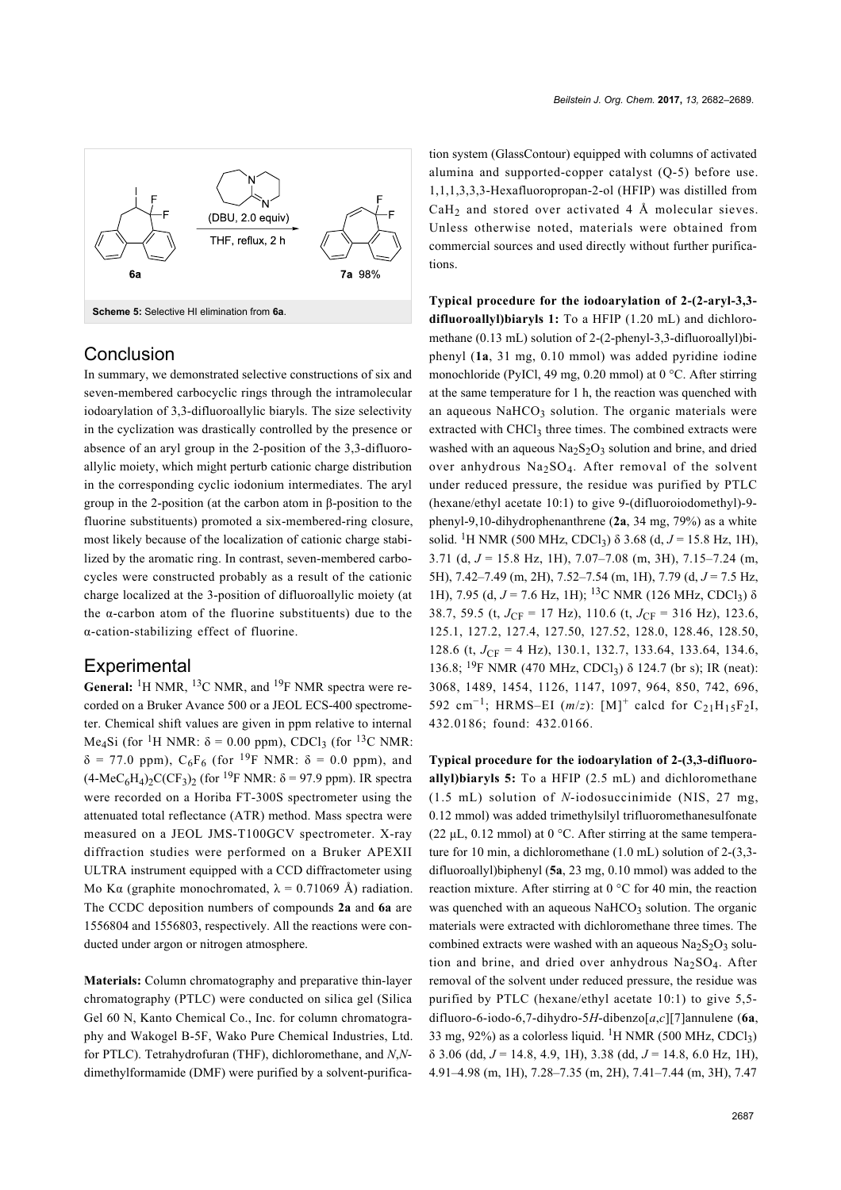Scheme 5: Selective HI elimination from **6a**.

## Conclusion

In summary, we demonstrated selective constructions of six and seven-membered carbocyclic rings through the intramolecular iodoarylation of 3,3-difluoroallylic biaryls. The size selectivity in the cyclization was drastically controlled by the presence or absence of an aryl group in the 2-position of the 3,3-difluoroallylic moiety, which might perturb cationic charge distribution in the corresponding cyclic iodonium intermediates. The aryl group in the 2-position (at the carbon atom in β-position to the fluorine substituents) promoted a six-membered-ring closure, most likely because of the localization of cationic charge stabilized by the aromatic ring. In contrast, seven-membered carbocycles were constructed probably as a result of the cationic charge localized at the 3-position of difluoroallylic moiety (at the α-carbon atom of the fluorine substituents) due to the α-cation-stabilizing effect of fluorine.

## Experimental

**General:** $^1$H NMR, $^{13}$C NMR, and $^{19}$F NMR spectra were recorded on a Bruker Avance 500 or a JEOL ECS-400 spectrometer. Chemical shift values are given in ppm relative to internal $Me_4Si$ (for $^1$H NMR: δ = 0.00 ppm), $CDCl_3$ (for $^{13}$C NMR: δ = 77.0 ppm), $C_6F_6$ (for $^{19}$F NMR: δ = 0.0 ppm), and $(4\text{-}MeC_6H_4)_2C(CF_3)_2$ (for $^{19}$F NMR: δ = 97.9 ppm). IR spectra were recorded on a Horiba FT-300S spectrometer using the attenuated total reflectance (ATR) method. Mass spectra were measured on a JEOL JMS-T100GCV spectrometer. X-ray diffraction studies were performed on a Bruker APEXII ULTRA instrument equipped with a CCD diffractometer using Mo Kα (graphite monochromated, λ = 0.71069 Å) radiation. The CCDC deposition numbers of compounds **2a** and **6a** are 1556804 and 1556803, respectively. All the reactions were conducted under argon or nitrogen atmosphere.

**Materials:** Column chromatography and preparative thin-layer chromatography (PTLC) were conducted on silica gel (Silica Gel 60 N, Kanto Chemical Co., Inc. for column chromatography and Wakogel B-5F, Wako Pure Chemical Industries, Ltd. for PTLC). Tetrahydrofuran (THF), dichloromethane, and *N*,*N*-dimethylformamide (DMF) were purified by a solvent-purification system (GlassContour) equipped with columns of activated alumina and supported-copper catalyst (Q-5) before use. 1,1,1,3,3,3-Hexafluoropropan-2-ol (HFIP) was distilled from $CaH_2$ and stored over activated 4 Å molecular sieves. Unless otherwise noted, materials were obtained from commercial sources and used directly without further purifications.

**Typical procedure for the iodoarylation of 2-(2-aryl-3,3-difluoroallyl)biaryls 1:** To a HFIP (1.20 mL) and dichloromethane (0.13 mL) solution of 2-(2-phenyl-3,3-difluoroallyl)biphenyl (**1a**, 31 mg, 0.10 mmol) was added pyridine iodine monochloride (PyICl, 49 mg, 0.20 mmol) at 0 °C. After stirring at the same temperature for 1 h, the reaction was quenched with an aqueous $NaHCO_3$ solution. The organic materials were extracted with $CHCl_3$ three times. The combined extracts were washed with an aqueous $Na_2S_2O_3$ solution and brine, and dried over anhydrous $Na_2SO_4$. After removal of the solvent under reduced pressure, the residue was purified by PTLC (hexane/ethyl acetate 10:1) to give 9-(difluoroiodomethyl)-9-phenyl-9,10-dihydrophenanthrene (**2a**, 34 mg, 79%) as a white solid. $^1$H NMR (500 MHz, $CDCl_3$) δ 3.68 (d, *J* = 15.8 Hz, 1H), 3.71 (d, *J* = 15.8 Hz, 1H), 7.07–7.08 (m, 3H), 7.15–7.24 (m, 5H), 7.42–7.49 (m, 2H), 7.52–7.54 (m, 1H), 7.79 (d, *J* = 7.5 Hz, 1H), 7.95 (d, *J* = 7.6 Hz, 1H); $^{13}$C NMR (126 MHz, $CDCl_3$) δ 38.7, 59.5 (t, $J_{CF}$ = 17 Hz), 110.6 (t, $J_{CF}$ = 316 Hz), 123.6, 125.1, 127.2, 127.4, 127.50, 127.52, 128.0, 128.46, 128.50, 128.6 (t, $J_{CF}$ = 4 Hz), 130.1, 132.7, 133.64, 133.64, 134.6, 136.8; $^{19}$F NMR (470 MHz, $CDCl_3$) δ 124.7 (br s); IR (neat): 3068, 1489, 1454, 1126, 1147, 1097, 964, 850, 742, 696, 592 cm$^{-1}$; HRMS–EI (*m*/*z*): [M]$^+$ calcd for $C_{21}H_{15}F_2I$, 432.0186; found: 432.0166.

**Typical procedure for the iodoarylation of 2-(3,3-difluoroallyl)biaryls 5:** To a HFIP (2.5 mL) and dichloromethane (1.5 mL) solution of *N*-iodosuccinimide (NIS, 27 mg, 0.12 mmol) was added trimethylsilyl trifluoromethanesulfonate (22 μL, 0.12 mmol) at 0 °C. After stirring at the same temperature for 10 min, a dichloromethane (1.0 mL) solution of 2-(3,3-difluoroallyl)biphenyl (**5a**, 23 mg, 0.10 mmol) was added to the reaction mixture. After stirring at 0 °C for 40 min, the reaction was quenched with an aqueous $NaHCO_3$ solution. The organic materials were extracted with dichloromethane three times. The combined extracts were washed with an aqueous $Na_2S_2O_3$ solution and brine, and dried over anhydrous $Na_2SO_4$. After removal of the solvent under reduced pressure, the residue was purified by PTLC (hexane/ethyl acetate 10:1) to give 5,5-difluoro-6-iodo-6,7-dihydro-5*H*-dibenzo[*a*,*c*][7]annulene (**6a**, 33 mg, 92%) as a colorless liquid. $^1$H NMR (500 MHz, $CDCl_3$) δ 3.06 (dd, *J* = 14.8, 4.9, 1H), 3.38 (dd, *J* = 14.8, 6.0 Hz, 1H), 4.91–4.98 (m, 1H), 7.28–7.35 (m, 2H), 7.41–7.44 (m, 3H), 7.47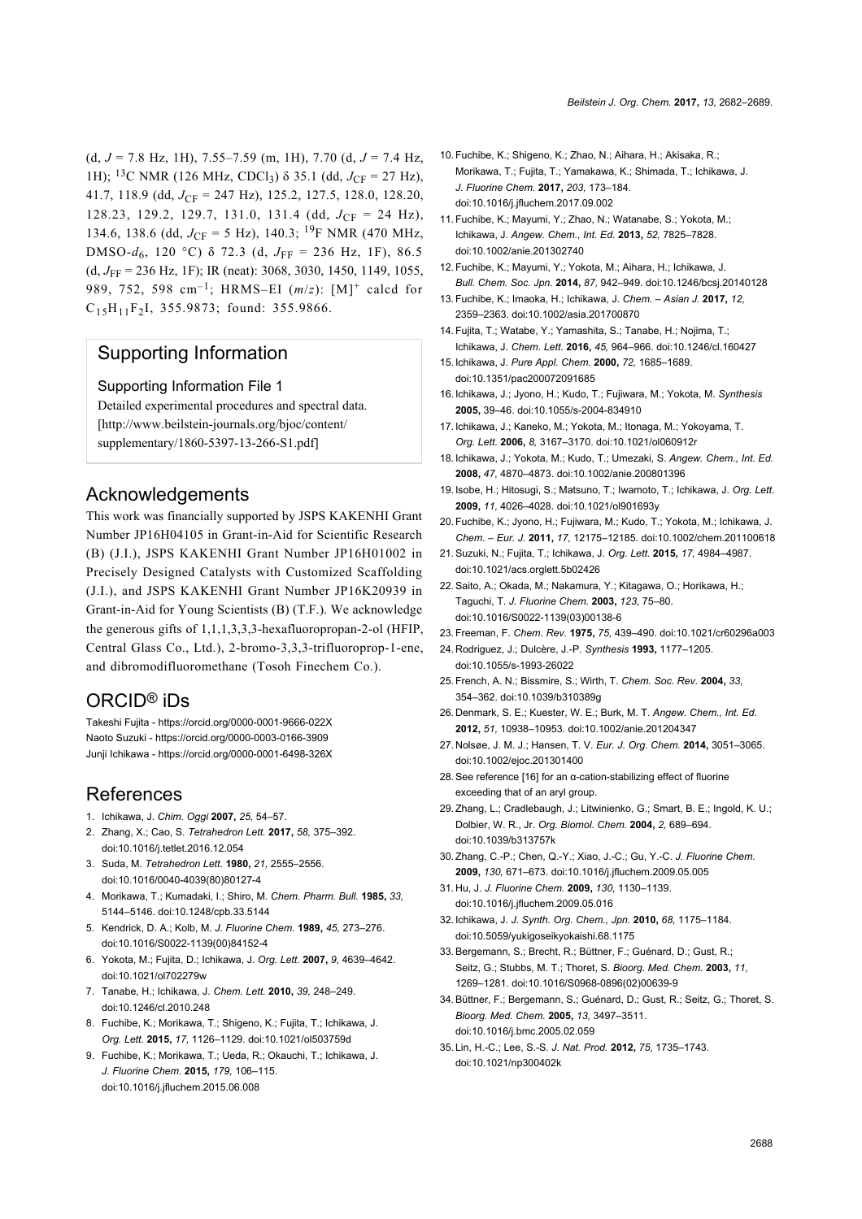(d, $J$ = 7.8 Hz, 1H), 7.55–7.59 (m, 1H), 7.70 (d, $J$ = 7.4 Hz, 1H); $^{13}$C NMR (126 MHz, $CDCl_3$) δ 35.1 (dd, $J_{CF}$ = 27 Hz), 41.7, 118.9 (dd, $J_{CF}$ = 247 Hz), 125.2, 127.5, 128.0, 128.20, 128.23, 129.2, 129.7, 131.0, 131.4 (dd, $J_{CF}$ = 24 Hz), 134.6, 138.6 (dd, $J_{CF}$ = 5 Hz), 140.3; $^{19}$F NMR (470 MHz, DMSO-$d_6$, 120 °C) δ 72.3 (d, $J_{FF}$ = 236 Hz, 1F), 86.5 (d, $J_{FF}$ = 236 Hz, 1F); IR (neat): 3068, 3030, 1450, 1149, 1055, 989, 752, 598 cm$^{-1}$; HRMS–EI ($m/z$): $[M]^+$ calcd for $C_{15}H_{11}F_2I$, 355.9873; found: 355.9866.

## Supporting Information

### Supporting Information File 1

Detailed experimental procedures and spectral data.
[http://www.beilstein-journals.org/bjoc/content/supplementary/1860-5397-13-266-S1.pdf]

## Acknowledgements

This work was financially supported by JSPS KAKENHI Grant Number JP16H04105 in Grant-in-Aid for Scientific Research (B) (J.I.), JSPS KAKENHI Grant Number JP16H01002 in Precisely Designed Catalysts with Customized Scaffolding (J.I.), and JSPS KAKENHI Grant Number JP16K20939 in Grant-in-Aid for Young Scientists (B) (T.F.). We acknowledge the generous gifts of 1,1,1,3,3,3-hexafluoropropan-2-ol (HFIP, Central Glass Co., Ltd.), 2-bromo-3,3,3-trifluoroprop-1-ene, and dibromodifluoromethane (Tosoh Finechem Co.).

## ORCID® iDs

Takeshi Fujita - https://orcid.org/0000-0001-9666-022X
Naoto Suzuki - https://orcid.org/0000-0003-0166-3909
Junji Ichikawa - https://orcid.org/0000-0001-6498-326X

## References

1. Ichikawa, J. *Chim. Oggi* **2007,** *25,* 54–57.
2. Zhang, X.; Cao, S. *Tetrahedron Lett.* **2017,** *58,* 375–392. doi:10.1016/j.tetlet.2016.12.054
3. Suda, M. *Tetrahedron Lett.* **1980,** *21,* 2555–2556. doi:10.1016/0040-4039(80)80127-4
4. Morikawa, T.; Kumadaki, I.; Shiro, M. *Chem. Pharm. Bull.* **1985,** *33,* 5144–5146. doi:10.1248/cpb.33.5144
5. Kendrick, D. A.; Kolb, M. *J. Fluorine Chem.* **1989,** *45,* 273–276. doi:10.1016/S0022-1139(00)84152-4
6. Yokota, M.; Fujita, D.; Ichikawa, J. *Org. Lett.* **2007,** *9,* 4639–4642. doi:10.1021/ol702279w
7. Tanabe, H.; Ichikawa, J. *Chem. Lett.* **2010,** *39,* 248–249. doi:10.1246/cl.2010.248
8. Fuchibe, K.; Morikawa, T.; Shigeno, K.; Fujita, T.; Ichikawa, J. *Org. Lett.* **2015,** *17,* 1126–1129. doi:10.1021/ol503759d
9. Fuchibe, K.; Morikawa, T.; Ueda, R.; Okauchi, T.; Ichikawa, J. *J. Fluorine Chem.* **2015,** *179,* 106–115. doi:10.1016/j.jfluchem.2015.06.008
10. Fuchibe, K.; Shigeno, K.; Zhao, N.; Aihara, H.; Akisaka, R.; Morikawa, T.; Fujita, T.; Yamakawa, K.; Shimada, T.; Ichikawa, J. *J. Fluorine Chem.* **2017,** *203,* 173–184. doi:10.1016/j.jfluchem.2017.09.002
11. Fuchibe, K.; Mayumi, Y.; Zhao, N.; Watanabe, S.; Yokota, M.; Ichikawa, J. *Angew. Chem., Int. Ed.* **2013,** *52,* 7825–7828. doi:10.1002/anie.201302740
12. Fuchibe, K.; Mayumi, Y.; Yokota, M.; Aihara, H.; Ichikawa, J. *Bull. Chem. Soc. Jpn.* **2014,** *87,* 942–949. doi:10.1246/bcsj.20140128
13. Fuchibe, K.; Imaoka, H.; Ichikawa, J. *Chem. – Asian J.* **2017,** *12,* 2359–2363. doi:10.1002/asia.201700870
14. Fujita, T.; Watabe, Y.; Yamashita, S.; Tanabe, H.; Nojima, T.; Ichikawa, J. *Chem. Lett.* **2016,** *45,* 964–966. doi:10.1246/cl.160427
15. Ichikawa, J. *Pure Appl. Chem.* **2000,** *72,* 1685–1689. doi:10.1351/pac200072091685
16. Ichikawa, J.; Jyono, H.; Kudo, T.; Fujiwara, M.; Yokota, M. *Synthesis* **2005,** 39–46. doi:10.1055/s-2004-834910
17. Ichikawa, J.; Kaneko, M.; Yokota, M.; Itonaga, M.; Yokoyama, T. *Org. Lett.* **2006,** *8,* 3167–3170. doi:10.1021/ol060912r
18. Ichikawa, J.; Yokota, M.; Kudo, T.; Umezaki, S. *Angew. Chem., Int. Ed.* **2008,** *47,* 4870–4873. doi:10.1002/anie.200801396
19. Isobe, H.; Hitosugi, S.; Matsuno, T.; Iwamoto, T.; Ichikawa, J. *Org. Lett.* **2009,** *11,* 4026–4028. doi:10.1021/ol901693y
20. Fuchibe, K.; Jyono, H.; Fujiwara, M.; Kudo, T.; Yokota, M.; Ichikawa, J. *Chem. – Eur. J.* **2011,** *17,* 12175–12185. doi:10.1002/chem.201100618
21. Suzuki, N.; Fujita, T.; Ichikawa, J. *Org. Lett.* **2015,** *17,* 4984–4987. doi:10.1021/acs.orglett.5b02426
22. Saito, A.; Okada, M.; Nakamura, Y.; Kitagawa, O.; Horikawa, H.; Taguchi, T. *J. Fluorine Chem.* **2003,** *123,* 75–80. doi:10.1016/S0022-1139(03)00138-6
23. Freeman, F. *Chem. Rev.* **1975,** *75,* 439–490. doi:10.1021/cr60296a003
24. Rodriguez, J.; Dulcère, J.-P. *Synthesis* **1993,** 1177–1205. doi:10.1055/s-1993-26022
25. French, A. N.; Bissmire, S.; Wirth, T. *Chem. Soc. Rev.* **2004,** *33,* 354–362. doi:10.1039/b310389g
26. Denmark, S. E.; Kuester, W. E.; Burk, M. T. *Angew. Chem., Int. Ed.* **2012,** *51,* 10938–10953. doi:10.1002/anie.201204347
27. Nolsøe, J. M. J.; Hansen, T. V. *Eur. J. Org. Chem.* **2014,** 3051–3065. doi:10.1002/ejoc.201301400
28. See reference [16] for an α-cation-stabilizing effect of fluorine exceeding that of an aryl group.
29. Zhang, L.; Cradlebaugh, J.; Litwinienko, G.; Smart, B. E.; Ingold, K. U.; Dolbier, W. R., Jr. *Org. Biomol. Chem.* **2004,** *2,* 689–694. doi:10.1039/b313757k
30. Zhang, C.-P.; Chen, Q.-Y.; Xiao, J.-C.; Gu, Y.-C. *J. Fluorine Chem.* **2009,** *130,* 671–673. doi:10.1016/j.jfluchem.2009.05.005
31. Hu, J. *J. Fluorine Chem.* **2009,** *130,* 1130–1139. doi:10.1016/j.jfluchem.2009.05.016
32. Ichikawa, J. *J. Synth. Org. Chem., Jpn.* **2010,** *68,* 1175–1184. doi:10.5059/yukigoseikyokaishi.68.1175
33. Bergemann, S.; Brecht, R.; Büttner, F.; Guénard, D.; Gust, R.; Seitz, G.; Stubbs, M. T.; Thoret, S. *Bioorg. Med. Chem.* **2003,** *11,* 1269–1281. doi:10.1016/S0968-0896(02)00639-9
34. Büttner, F.; Bergemann, S.; Guénard, D.; Gust, R.; Seitz, G.; Thoret, S. *Bioorg. Med. Chem.* **2005,** *13,* 3497–3511. doi:10.1016/j.bmc.2005.02.059
35. Lin, H.-C.; Lee, S.-S. *J. Nat. Prod.* **2012,** *75,* 1735–1743. doi:10.1021/np300402k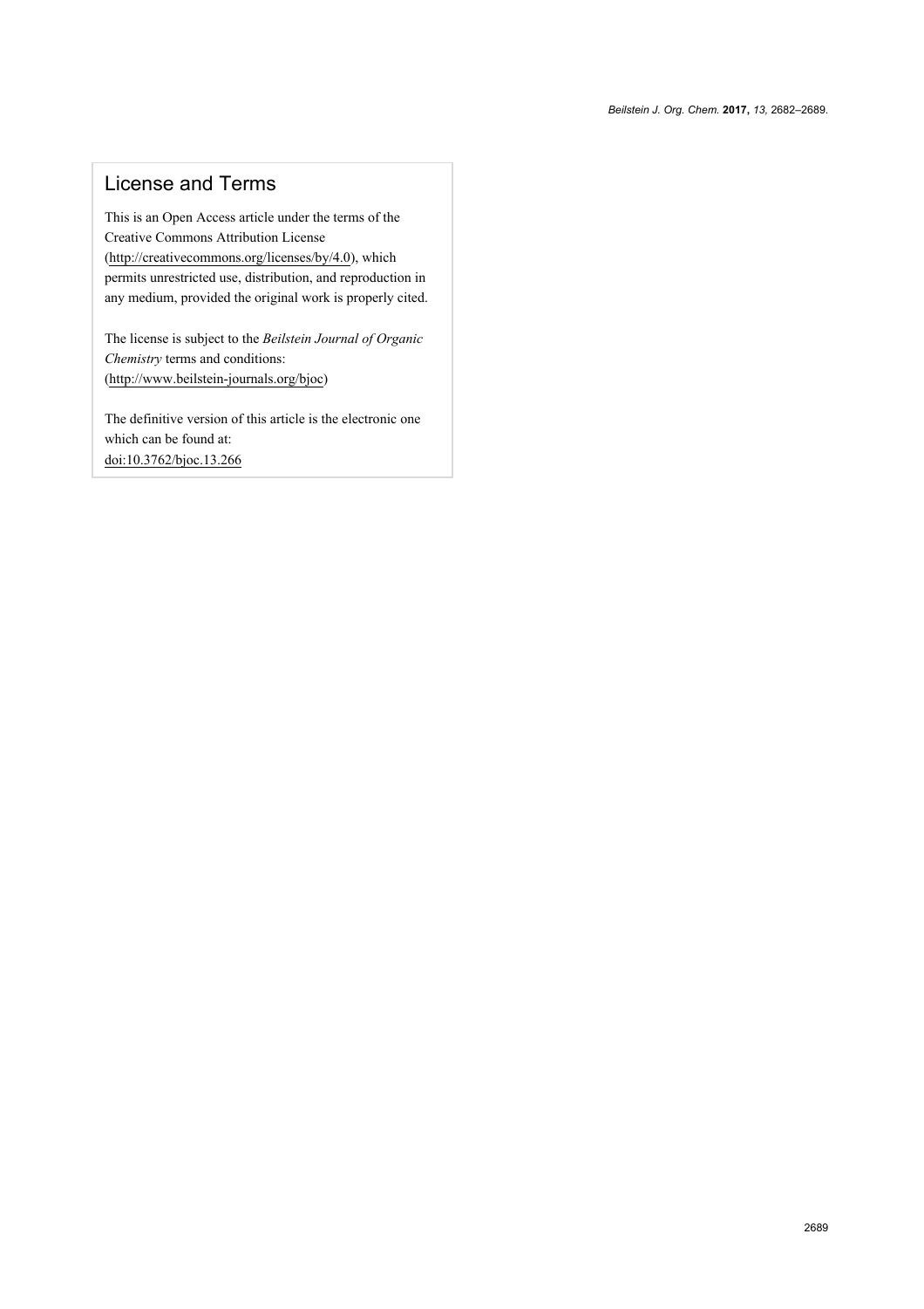## License and Terms

This is an Open Access article under the terms of the Creative Commons Attribution License (http://creativecommons.org/licenses/by/4.0), which permits unrestricted use, distribution, and reproduction in any medium, provided the original work is properly cited.

The license is subject to the *Beilstein Journal of Organic Chemistry* terms and conditions: (http://www.beilstein-journals.org/bjoc)

The definitive version of this article is the electronic one which can be found at: doi:10.3762/bjoc.13.266